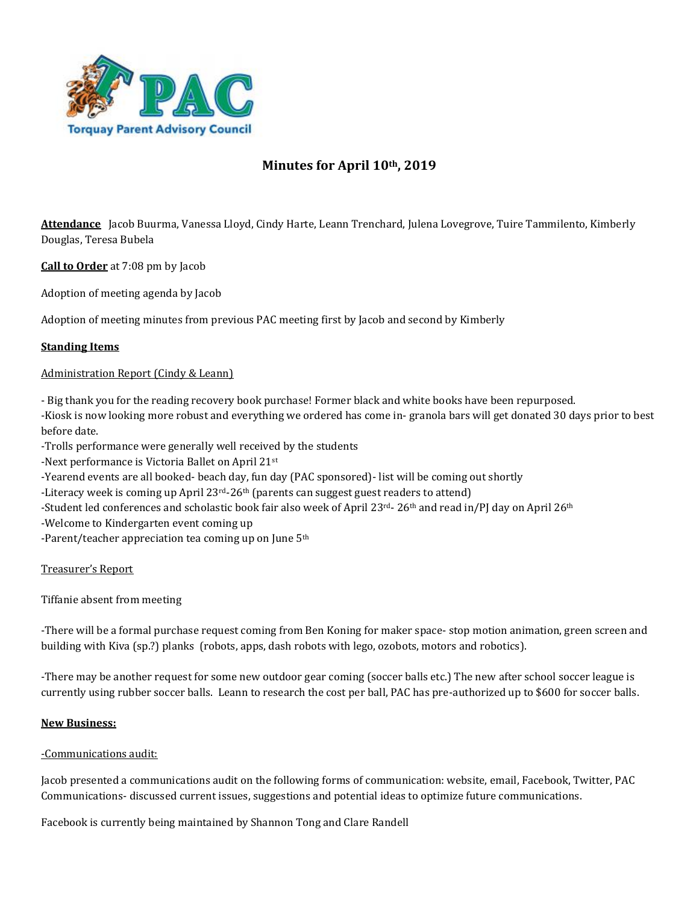TPAC

Torquay Parent Advisory Council

# Minutes for April 10th, 2019

**Attendance** Jacob Buurma, Vanessa Lloyd, Cindy Harte, Leann Trenchard, Julena Lovegrove, Tuire Tammilento, Kimberly Douglas, Teresa Bubela

**Call to Order** at 7:08 pm by Jacob

Adoption of meeting agenda by Jacob

Adoption of meeting minutes from previous PAC meeting first by Jacob and second by Kimberly

## Standing Items

Administration Report (Cindy & Leann)

- Big thank you for the reading recovery book purchase! Former black and white books have been repurposed.
- Kiosk is now looking more robust and everything we ordered has come in- granola bars will get donated 30 days prior to best before date.
- Trolls performance were generally well received by the students
- Next performance is Victoria Ballet on April 21st
- Yearend events are all booked- beach day, fun day (PAC sponsored)- list will be coming out shortly
- Literacy week is coming up April 23rd-26th (parents can suggest guest readers to attend)
- Student led conferences and scholastic book fair also week of April 23rd- 26th and read in/PJ day on April 26th
- Welcome to Kindergarten event coming up
- Parent/teacher appreciation tea coming up on June 5th

Treasurer's Report

Tiffanie absent from meeting

-There will be a formal purchase request coming from Ben Koning for maker space- stop motion animation, green screen and building with Kiva (sp.?) planks (robots, apps, dash robots with lego, ozobots, motors and robotics).

-There may be another request for some new outdoor gear coming (soccer balls etc.) The new after school soccer league is currently using rubber soccer balls. Leann to research the cost per ball, PAC has pre-authorized up to $600 for soccer balls.

## New Business:

-Communications audit:

Jacob presented a communications audit on the following forms of communication: website, email, Facebook, Twitter, PAC Communications- discussed current issues, suggestions and potential ideas to optimize future communications.

Facebook is currently being maintained by Shannon Tong and Clare Randell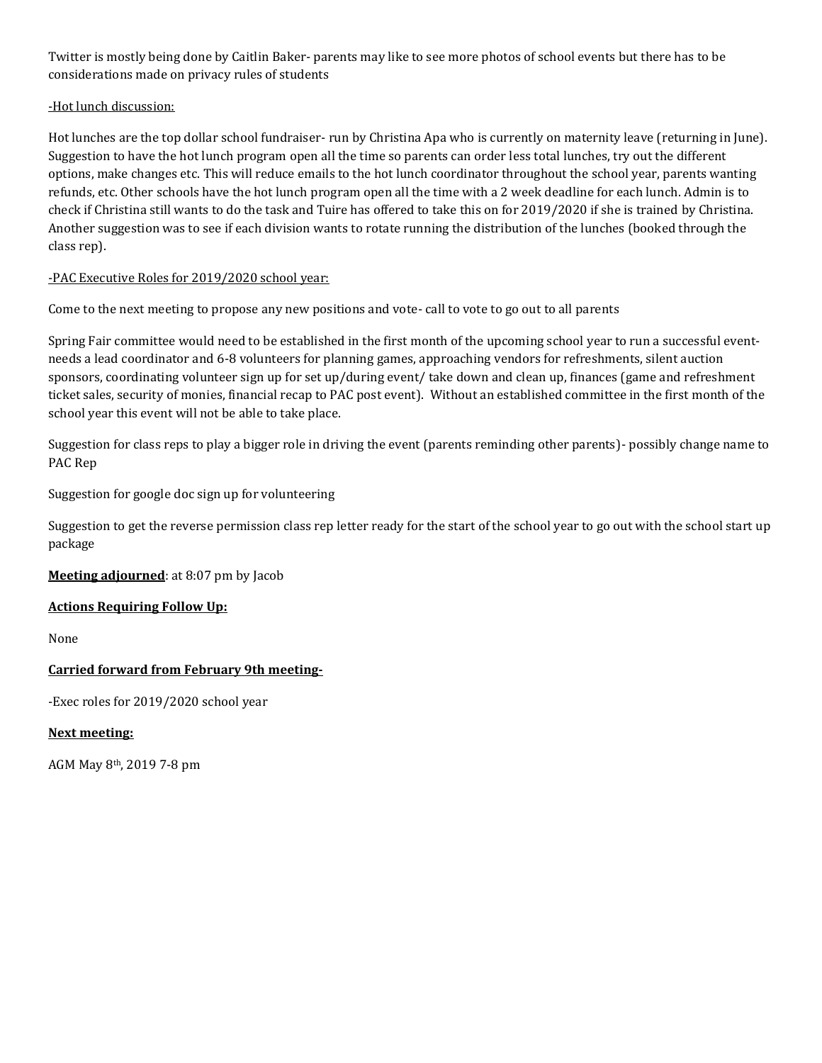Twitter is mostly being done by Caitlin Baker- parents may like to see more photos of school events but there has to be considerations made on privacy rules of students

<u>-Hot lunch discussion:</u>

Hot lunches are the top dollar school fundraiser- run by Christina Apa who is currently on maternity leave (returning in June). Suggestion to have the hot lunch program open all the time so parents can order less total lunches, try out the different options, make changes etc. This will reduce emails to the hot lunch coordinator throughout the school year, parents wanting refunds, etc. Other schools have the hot lunch program open all the time with a 2 week deadline for each lunch. Admin is to check if Christina still wants to do the task and Tuire has offered to take this on for 2019/2020 if she is trained by Christina. Another suggestion was to see if each division wants to rotate running the distribution of the lunches (booked through the class rep).

<u>-PAC Executive Roles for 2019/2020 school year:</u>

Come to the next meeting to propose any new positions and vote- call to vote to go out to all parents

Spring Fair committee would need to be established in the first month of the upcoming school year to run a successful event- needs a lead coordinator and 6-8 volunteers for planning games, approaching vendors for refreshments, silent auction sponsors, coordinating volunteer sign up for set up/during event/ take down and clean up, finances (game and refreshment ticket sales, security of monies, financial recap to PAC post event). Without an established committee in the first month of the school year this event will not be able to take place.

Suggestion for class reps to play a bigger role in driving the event (parents reminding other parents)- possibly change name to PAC Rep

Suggestion for google doc sign up for volunteering

Suggestion to get the reverse permission class rep letter ready for the start of the school year to go out with the school start up package

**<u>Meeting adjourned</u>**: at 8:07 pm by Jacob

**<u>Actions Requiring Follow Up:</u>**

None

**<u>Carried forward from February 9th meeting-</u>**

-Exec roles for 2019/2020 school year

**<u>Next meeting:</u>**

AGM May 8th, 2019 7-8 pm